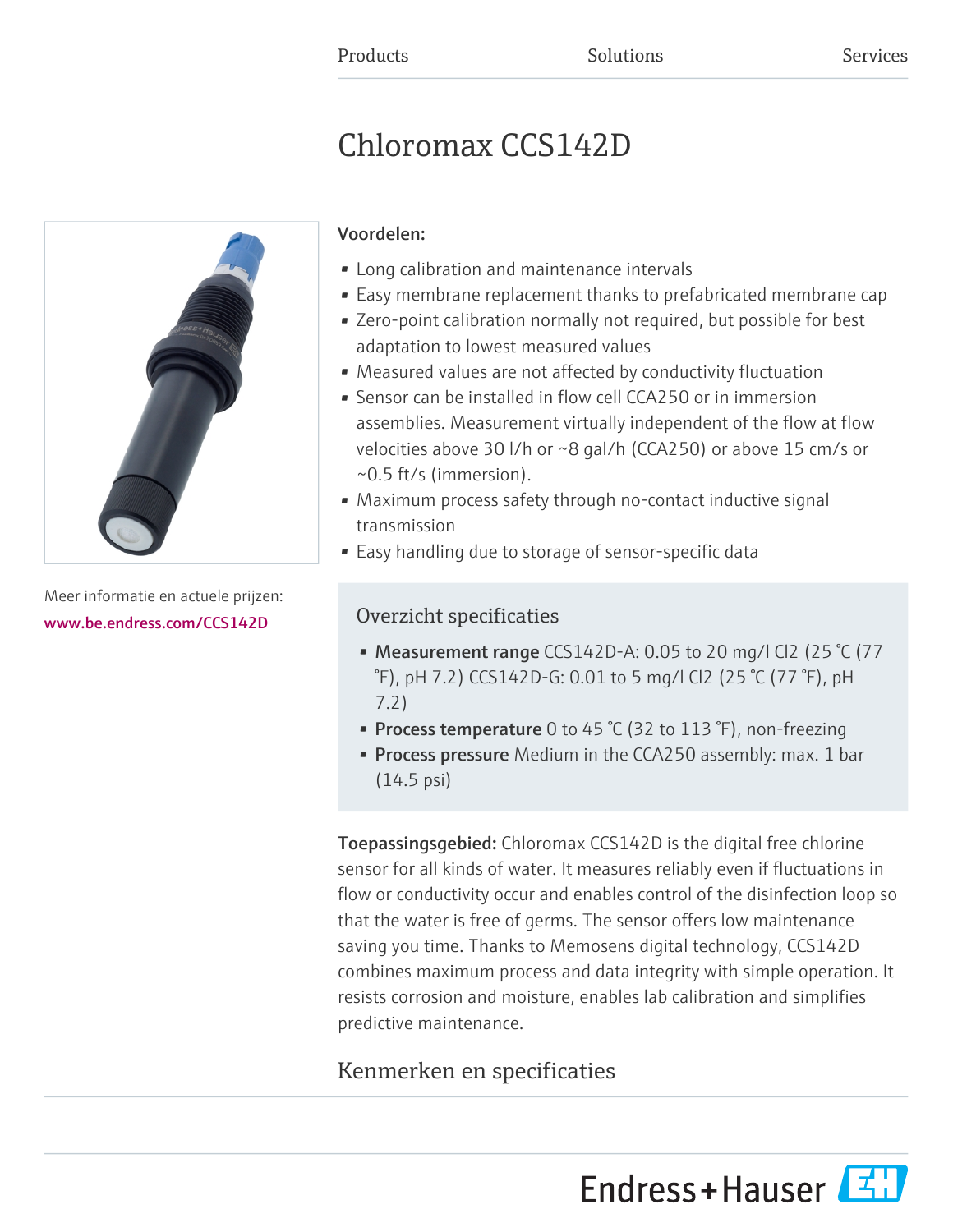Products Solutions Services

# Chloromax CCS142D

Meer informatie en actuele prijzen:
www.be.endress.com/CCS142D

**Voordelen:**

- Long calibration and maintenance intervals
- Easy membrane replacement thanks to prefabricated membrane cap
- Zero-point calibration normally not required, but possible for best adaptation to lowest measured values
- Measured values are not affected by conductivity fluctuation
- Sensor can be installed in flow cell CCA250 or in immersion assemblies. Measurement virtually independent of the flow at flow velocities above 30 l/h or ~8 gal/h (CCA250) or above 15 cm/s or ~0.5 ft/s (immersion).
- Maximum process safety through no-contact inductive signal transmission
- Easy handling due to storage of sensor-specific data

## Overzicht specificaties

- **Measurement range** CCS142D-A: 0.05 to 20 mg/l $Cl_2$ (25 °C (77 °F), pH 7.2) CCS142D-G: 0.01 to 5 mg/l $Cl_2$ (25 °C (77 °F), pH 7.2)
- **Process temperature** 0 to 45 °C (32 to 113 °F), non-freezing
- **Process pressure** Medium in the CCA250 assembly: max. 1 bar (14.5 psi)

**Toepassingsgebied:** Chloromax CCS142D is the digital free chlorine sensor for all kinds of water. It measures reliably even if fluctuations in flow or conductivity occur and enables control of the disinfection loop so that the water is free of germs. The sensor offers low maintenance saving you time. Thanks to Memosens digital technology, CCS142D combines maximum process and data integrity with simple operation. It resists corrosion and moisture, enables lab calibration and simplifies predictive maintenance.

## Kenmerken en specificaties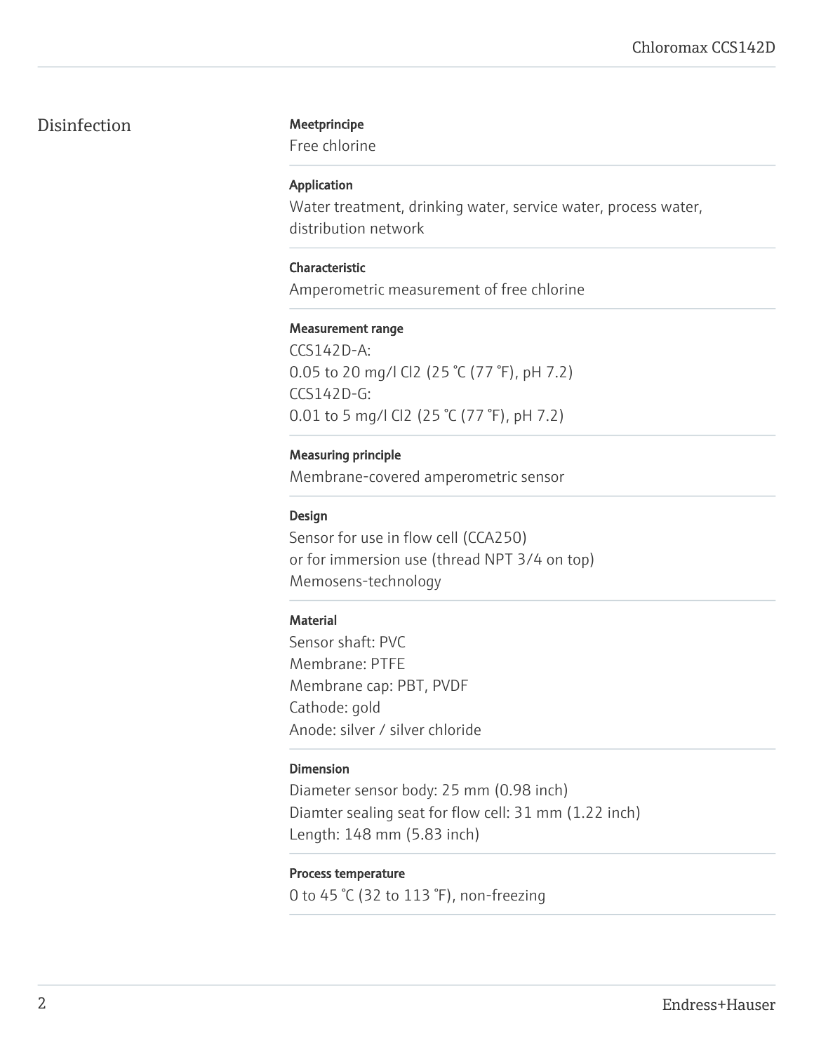# Disinfection

**Meetprincipe**

Free chlorine

**Application**

Water treatment, drinking water, service water, process water, distribution network

**Characteristic**

Amperometric measurement of free chlorine

**Measurement range**

CCS142D-A:
0.05 to 20 mg/l $Cl_2$ (25 °C (77 °F), pH 7.2)
CCS142D-G:
0.01 to 5 mg/l $Cl_2$ (25 °C (77 °F), pH 7.2)

**Measuring principle**

Membrane-covered amperometric sensor

**Design**

Sensor for use in flow cell (CCA250)
or for immersion use (thread NPT 3/4 on top)
Memosens-technology

**Material**

Sensor shaft: PVC
Membrane: PTFE
Membrane cap: PBT, PVDF
Cathode: gold
Anode: silver / silver chloride

**Dimension**

Diameter sensor body: 25 mm (0.98 inch)
Diamter sealing seat for flow cell: 31 mm (1.22 inch)
Length: 148 mm (5.83 inch)

**Process temperature**

0 to 45 °C (32 to 113 °F), non-freezing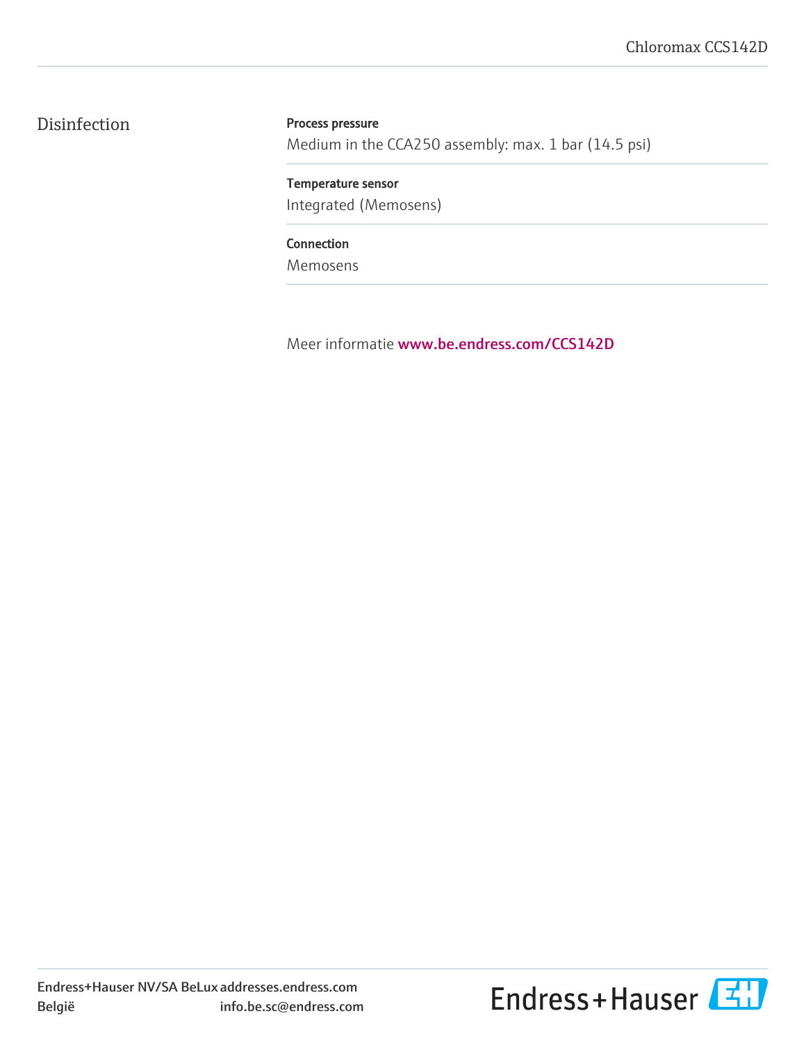## Disinfection

**Process pressure**

Medium in the CCA250 assembly: max. 1 bar (14.5 psi)

**Temperature sensor**

Integrated (Memosens)

**Connection**

Memosens

Meer informatie **www.be.endress.com/CCS142D**

Endress+Hauser NV/SA BeLux
België

addresses.endress.com
info.be.sc@endress.com